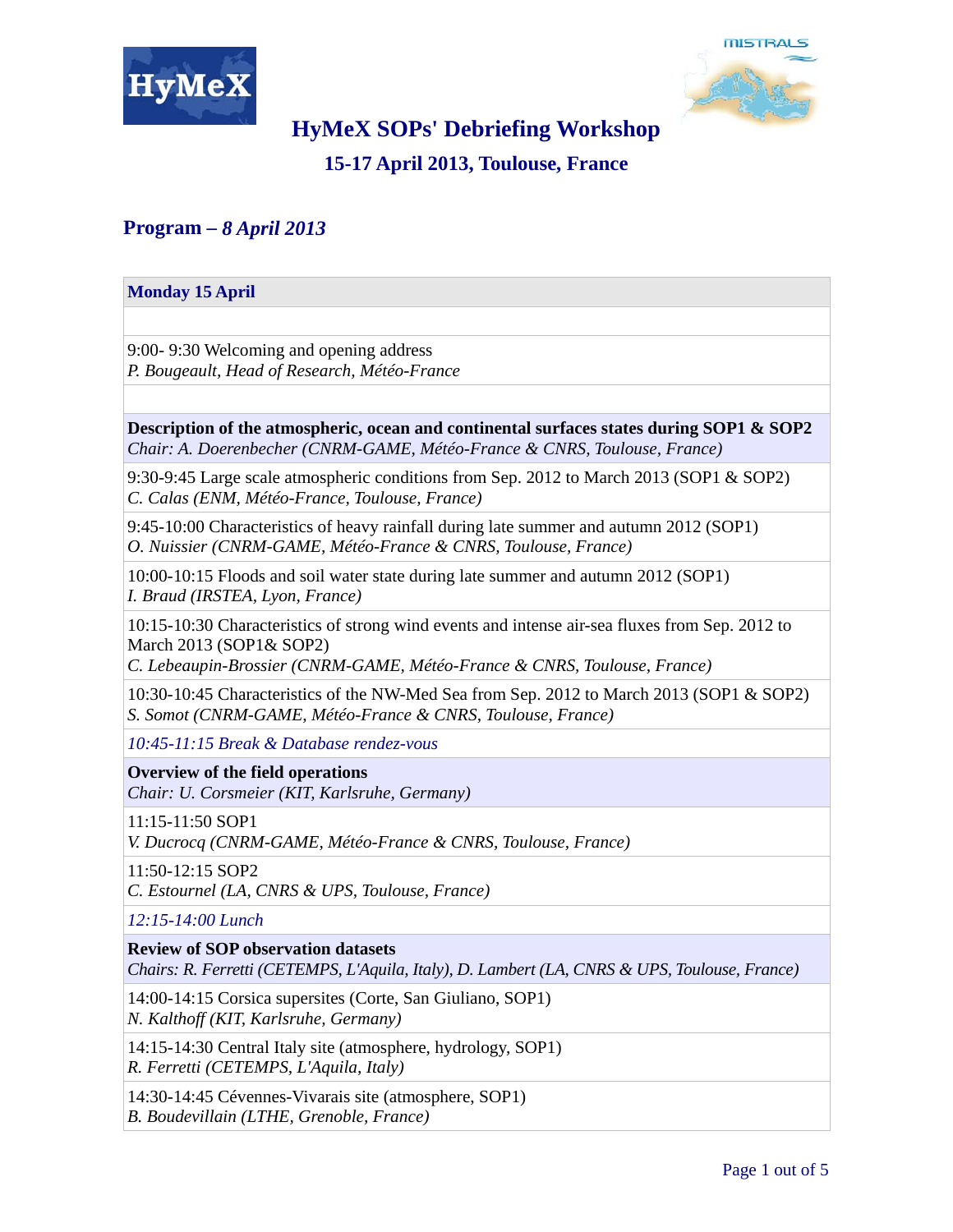# HyMeX SOPs' Debriefing Workshop

## 15-17 April 2013, Toulouse, France

## Program – *8 April 2013*

| **Monday 15 April** |
|---|
| |
| 9:00- 9:30 Welcoming and opening address<br>*P. Bougeault, Head of Research, Météo-France* |
| |
| **Description of the atmospheric, ocean and continental surfaces states during SOP1 & SOP2**<br>*Chair: A. Doerenbecher (CNRM-GAME, Météo-France & CNRS, Toulouse, France)* |
| 9:30-9:45 Large scale atmospheric conditions from Sep. 2012 to March 2013 (SOP1 & SOP2)<br>*C. Calas (ENM, Météo-France, Toulouse, France)* |
| 9:45-10:00 Characteristics of heavy rainfall during late summer and autumn 2012 (SOP1)<br>*O. Nuissier (CNRM-GAME, Météo-France & CNRS, Toulouse, France)* |
| 10:00-10:15 Floods and soil water state during late summer and autumn 2012 (SOP1)<br>*I. Braud (IRSTEA, Lyon, France)* |
| 10:15-10:30 Characteristics of strong wind events and intense air-sea fluxes from Sep. 2012 to March 2013 (SOP1& SOP2)<br>*C. Lebeaupin-Brossier (CNRM-GAME, Météo-France & CNRS, Toulouse, France)* |
| 10:30-10:45 Characteristics of the NW-Med Sea from Sep. 2012 to March 2013 (SOP1 & SOP2)<br>*S. Somot (CNRM-GAME, Météo-France & CNRS, Toulouse, France)* |
| *10:45-11:15 Break & Database rendez-vous* |
| **Overview of the field operations**<br>*Chair: U. Corsmeier (KIT, Karlsruhe, Germany)* |
| 11:15-11:50 SOP1<br>*V. Ducrocq (CNRM-GAME, Météo-France & CNRS, Toulouse, France)* |
| 11:50-12:15 SOP2<br>*C. Estournel (LA, CNRS & UPS, Toulouse, France)* |
| *12:15-14:00 Lunch* |
| **Review of SOP observation datasets**<br>*Chairs: R. Ferretti (CETEMPS, L'Aquila, Italy), D. Lambert (LA, CNRS & UPS, Toulouse, France)* |
| 14:00-14:15 Corsica supersites (Corte, San Giuliano, SOP1)<br>*N. Kalthoff (KIT, Karlsruhe, Germany)* |
| 14:15-14:30 Central Italy site (atmosphere, hydrology, SOP1)<br>*R. Ferretti (CETEMPS, L'Aquila, Italy)* |
| 14:30-14:45 Cévennes-Vivarais site (atmosphere, SOP1)<br>*B. Boudevillain (LTHE, Grenoble, France)* |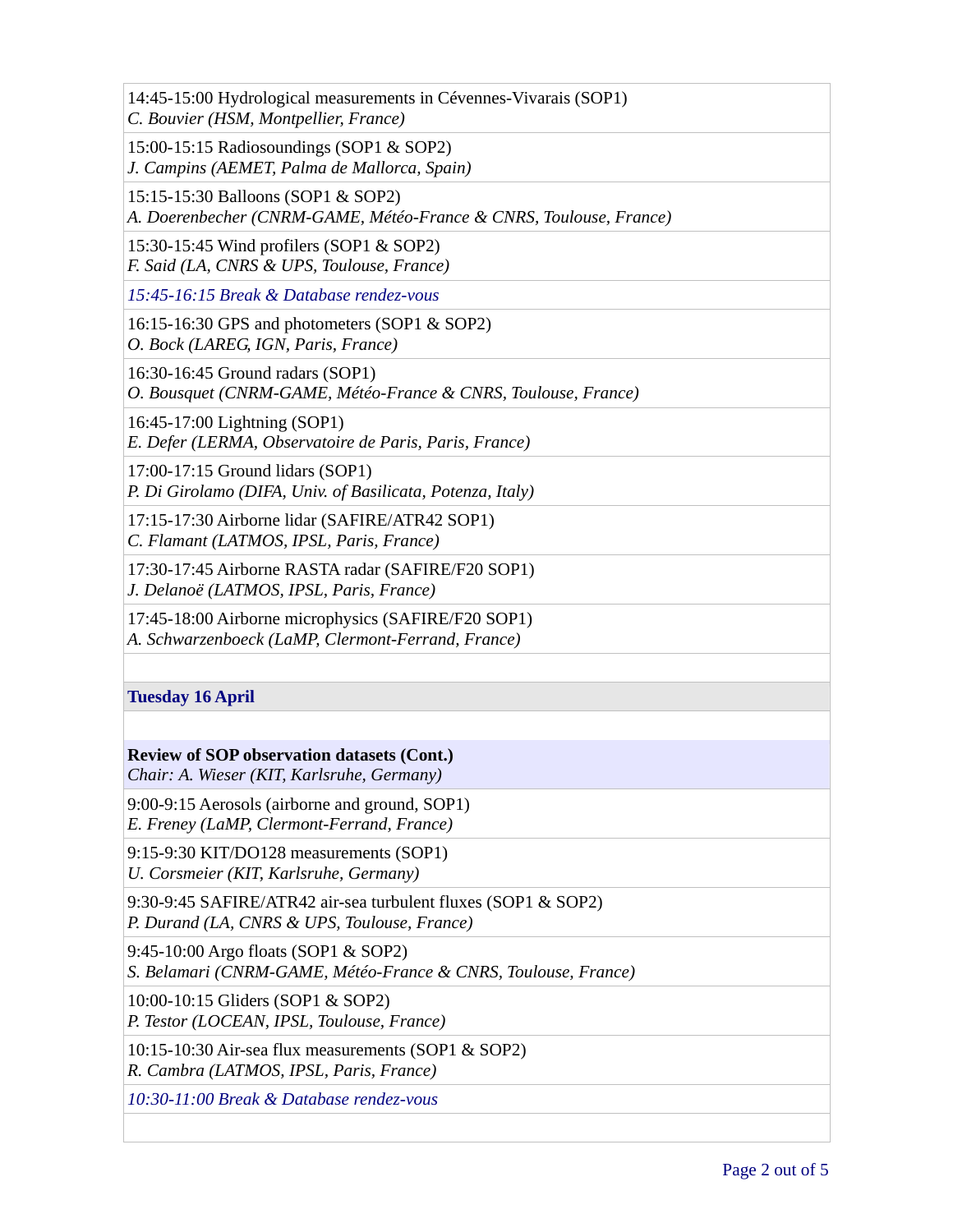14:45-15:00 Hydrological measurements in Cévennes-Vivarais (SOP1)
*C. Bouvier (HSM, Montpellier, France)*

15:00-15:15 Radiosoundings (SOP1 & SOP2)
*J. Campins (AEMET, Palma de Mallorca, Spain)*

15:15-15:30 Balloons (SOP1 & SOP2)
*A. Doerenbecher (CNRM-GAME, Météo-France & CNRS, Toulouse, France)*

15:30-15:45 Wind profilers (SOP1 & SOP2)
*F. Said (LA, CNRS & UPS, Toulouse, France)*

*15:45-16:15 Break & Database rendez-vous*

16:15-16:30 GPS and photometers (SOP1 & SOP2)
*O. Bock (LAREG, IGN, Paris, France)*

16:30-16:45 Ground radars (SOP1)
*O. Bousquet (CNRM-GAME, Météo-France & CNRS, Toulouse, France)*

16:45-17:00 Lightning (SOP1)
*E. Defer (LERMA, Observatoire de Paris, Paris, France)*

17:00-17:15 Ground lidars (SOP1)
*P. Di Girolamo (DIFA, Univ. of Basilicata, Potenza, Italy)*

17:15-17:30 Airborne lidar (SAFIRE/ATR42 SOP1)
*C. Flamant (LATMOS, IPSL, Paris, France)*

17:30-17:45 Airborne RASTA radar (SAFIRE/F20 SOP1)
*J. Delanoë (LATMOS, IPSL, Paris, France)*

17:45-18:00 Airborne microphysics (SAFIRE/F20 SOP1)
*A. Schwarzenboeck (LaMP, Clermont-Ferrand, France)*

## Tuesday 16 April

**Review of SOP observation datasets (Cont.)**
*Chair: A. Wieser (KIT, Karlsruhe, Germany)*

9:00-9:15 Aerosols (airborne and ground, SOP1)
*E. Freney (LaMP, Clermont-Ferrand, France)*

9:15-9:30 KIT/DO128 measurements (SOP1)
*U. Corsmeier (KIT, Karlsruhe, Germany)*

9:30-9:45 SAFIRE/ATR42 air-sea turbulent fluxes (SOP1 & SOP2)
*P. Durand (LA, CNRS & UPS, Toulouse, France)*

9:45-10:00 Argo floats (SOP1 & SOP2)
*S. Belamari (CNRM-GAME, Météo-France & CNRS, Toulouse, France)*

10:00-10:15 Gliders (SOP1 & SOP2)
*P. Testor (LOCEAN, IPSL, Toulouse, France)*

10:15-10:30 Air-sea flux measurements (SOP1 & SOP2)
*R. Cambra (LATMOS, IPSL, Paris, France)*

*10:30-11:00 Break & Database rendez-vous*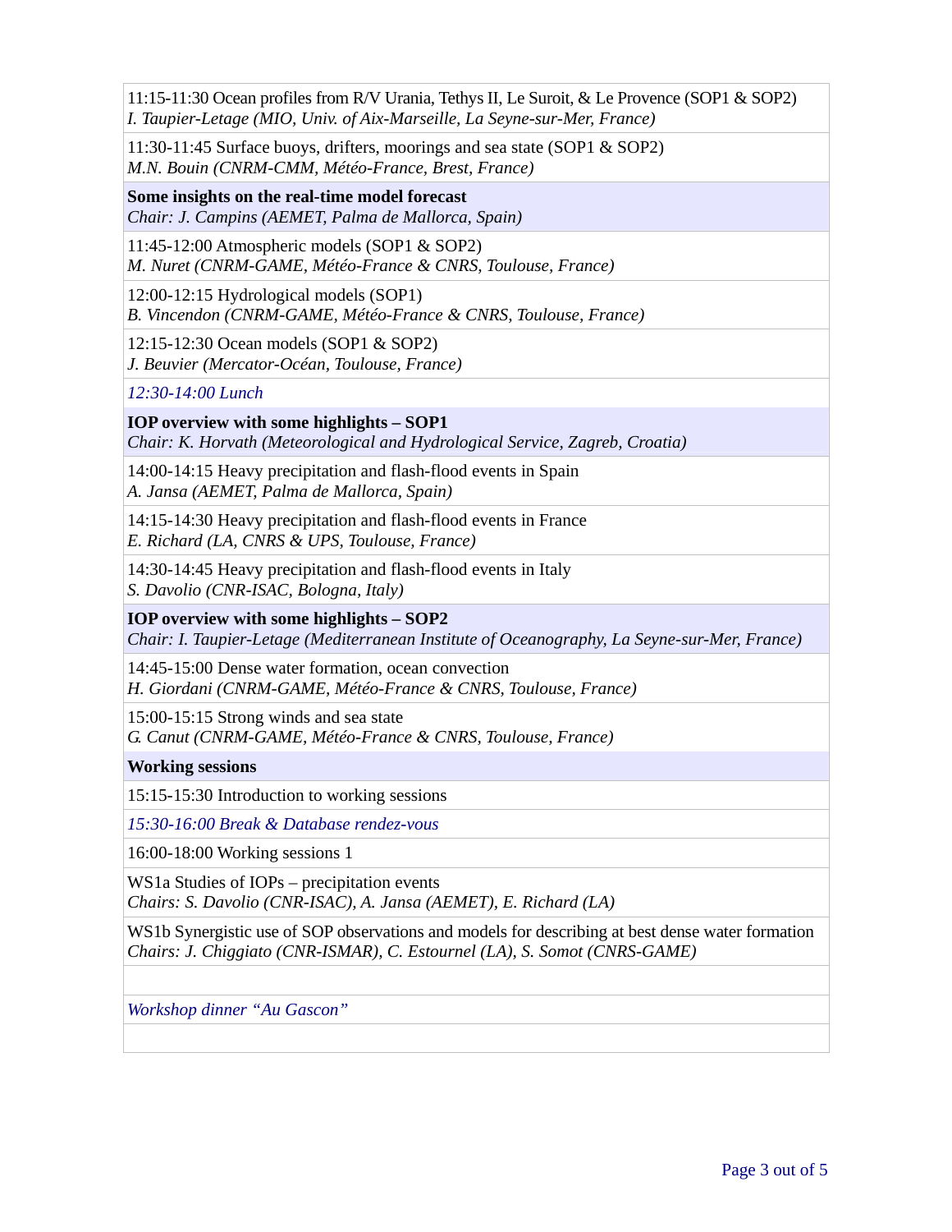| |
|---|
| 11:15-11:30 Ocean profiles from R/V Urania, Tethys II, Le Suroit, & Le Provence (SOP1 & SOP2)<br>*I. Taupier-Letage (MIO, Univ. of Aix-Marseille, La Seyne-sur-Mer, France)* |
| 11:30-11:45 Surface buoys, drifters, moorings and sea state (SOP1 & SOP2)<br>*M.N. Bouin (CNRM-CMM, Météo-France, Brest, France)* |
| **Some insights on the real-time model forecast**<br>*Chair: J. Campins (AEMET, Palma de Mallorca, Spain)* |
| 11:45-12:00 Atmospheric models (SOP1 & SOP2)<br>*M. Nuret (CNRM-GAME, Météo-France & CNRS, Toulouse, France)* |
| 12:00-12:15 Hydrological models (SOP1)<br>*B. Vincendon (CNRM-GAME, Météo-France & CNRS, Toulouse, France)* |
| 12:15-12:30 Ocean models (SOP1 & SOP2)<br>*J. Beuvier (Mercator-Océan, Toulouse, France)* |
| *12:30-14:00 Lunch* |
| **IOP overview with some highlights – SOP1**<br>*Chair: K. Horvath (Meteorological and Hydrological Service, Zagreb, Croatia)* |
| 14:00-14:15 Heavy precipitation and flash-flood events in Spain<br>*A. Jansa (AEMET, Palma de Mallorca, Spain)* |
| 14:15-14:30 Heavy precipitation and flash-flood events in France<br>*E. Richard (LA, CNRS & UPS, Toulouse, France)* |
| 14:30-14:45 Heavy precipitation and flash-flood events in Italy<br>*S. Davolio (CNR-ISAC, Bologna, Italy)* |
| **IOP overview with some highlights – SOP2**<br>*Chair: I. Taupier-Letage (Mediterranean Institute of Oceanography, La Seyne-sur-Mer, France)* |
| 14:45-15:00 Dense water formation, ocean convection<br>*H. Giordani (CNRM-GAME, Météo-France & CNRS, Toulouse, France)* |
| 15:00-15:15 Strong winds and sea state<br>*G. Canut (CNRM-GAME, Météo-France & CNRS, Toulouse, France)* |
| **Working sessions** |
| 15:15-15:30 Introduction to working sessions |
| *15:30-16:00 Break & Database rendez-vous* |
| 16:00-18:00 Working sessions 1 |
| WS1a Studies of IOPs – precipitation events<br>*Chairs: S. Davolio (CNR-ISAC), A. Jansa (AEMET), E. Richard (LA)* |
| WS1b Synergistic use of SOP observations and models for describing at best dense water formation<br>*Chairs: J. Chiggiato (CNR-ISMAR), C. Estournel (LA), S. Somot (CNRS-GAME)* |
| |
| *Workshop dinner "Au Gascon"* |
| |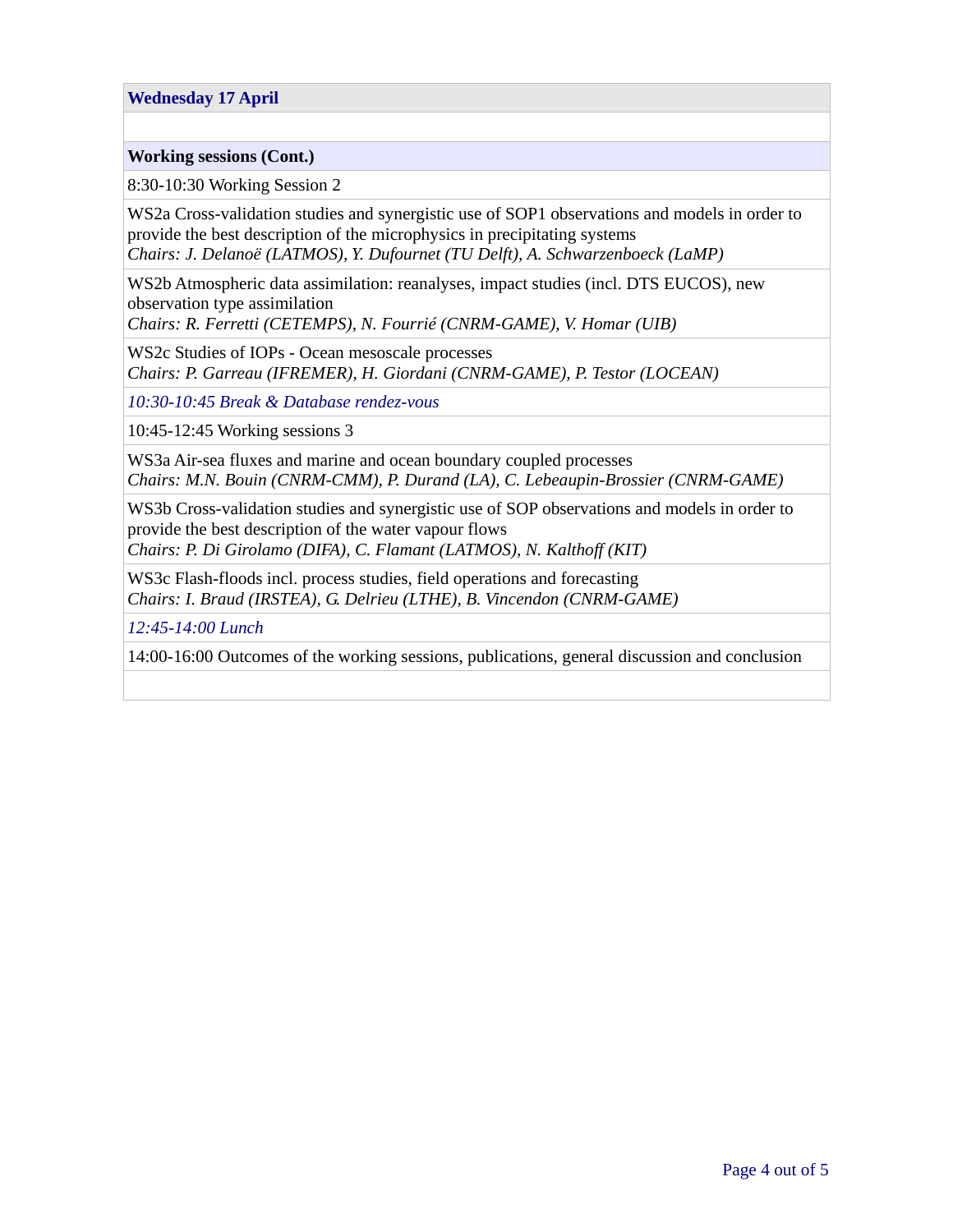**Wednesday 17 April**

**Working sessions (Cont.)**

8:30-10:30 Working Session 2

WS2a Cross-validation studies and synergistic use of SOP1 observations and models in order to provide the best description of the microphysics in precipitating systems
*Chairs: J. Delanoë (LATMOS), Y. Dufournet (TU Delft), A. Schwarzenboeck (LaMP)*

WS2b Atmospheric data assimilation: reanalyses, impact studies (incl. DTS EUCOS), new observation type assimilation
*Chairs: R. Ferretti (CETEMPS), N. Fourrié (CNRM-GAME), V. Homar (UIB)*

WS2c Studies of IOPs - Ocean mesoscale processes
*Chairs: P. Garreau (IFREMER), H. Giordani (CNRM-GAME), P. Testor (LOCEAN)*

*10:30-10:45 Break & Database rendez-vous*

10:45-12:45 Working sessions 3

WS3a Air-sea fluxes and marine and ocean boundary coupled processes
*Chairs: M.N. Bouin (CNRM-CMM), P. Durand (LA), C. Lebeaupin-Brossier (CNRM-GAME)*

WS3b Cross-validation studies and synergistic use of SOP observations and models in order to provide the best description of the water vapour flows
*Chairs: P. Di Girolamo (DIFA), C. Flamant (LATMOS), N. Kalthoff (KIT)*

WS3c Flash-floods incl. process studies, field operations and forecasting
*Chairs: I. Braud (IRSTEA), G. Delrieu (LTHE), B. Vincendon (CNRM-GAME)*

*12:45-14:00 Lunch*

14:00-16:00 Outcomes of the working sessions, publications, general discussion and conclusion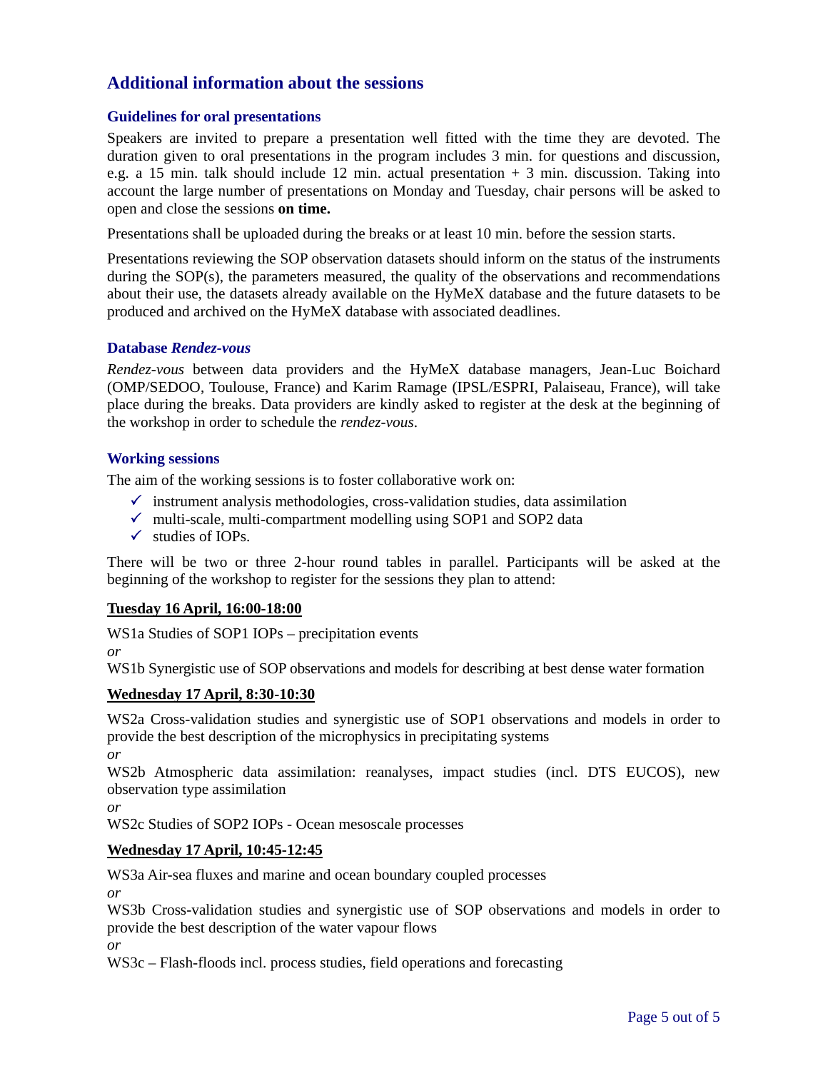## Additional information about the sessions

### Guidelines for oral presentations

Speakers are invited to prepare a presentation well fitted with the time they are devoted. The duration given to oral presentations in the program includes 3 min. for questions and discussion, e.g. a 15 min. talk should include 12 min. actual presentation + 3 min. discussion. Taking into account the large number of presentations on Monday and Tuesday, chair persons will be asked to open and close the sessions **on time.**

Presentations shall be uploaded during the breaks or at least 10 min. before the session starts.

Presentations reviewing the SOP observation datasets should inform on the status of the instruments during the SOP(s), the parameters measured, the quality of the observations and recommendations about their use, the datasets already available on the HyMeX database and the future datasets to be produced and archived on the HyMeX database with associated deadlines.

### Database *Rendez-vous*

*Rendez-vous* between data providers and the HyMeX database managers, Jean-Luc Boichard (OMP/SEDOO, Toulouse, France) and Karim Ramage (IPSL/ESPRI, Palaiseau, France), will take place during the breaks. Data providers are kindly asked to register at the desk at the beginning of the workshop in order to schedule the *rendez-vous*.

### Working sessions

The aim of the working sessions is to foster collaborative work on:

- ✓ instrument analysis methodologies, cross-validation studies, data assimilation
- ✓ multi-scale, multi-compartment modelling using SOP1 and SOP2 data
- ✓ studies of IOPs.

There will be two or three 2-hour round tables in parallel. Participants will be asked at the beginning of the workshop to register for the sessions they plan to attend:

**Tuesday 16 April, 16:00-18:00**

WS1a Studies of SOP1 IOPs – precipitation events

*or*

WS1b Synergistic use of SOP observations and models for describing at best dense water formation

**Wednesday 17 April, 8:30-10:30**

WS2a Cross-validation studies and synergistic use of SOP1 observations and models in order to provide the best description of the microphysics in precipitating systems

*or*

WS2b Atmospheric data assimilation: reanalyses, impact studies (incl. DTS EUCOS), new observation type assimilation

*or*

WS2c Studies of SOP2 IOPs - Ocean mesoscale processes

**Wednesday 17 April, 10:45-12:45**

WS3a Air-sea fluxes and marine and ocean boundary coupled processes

*or*

WS3b Cross-validation studies and synergistic use of SOP observations and models in order to provide the best description of the water vapour flows

*or*

WS3c – Flash-floods incl. process studies, field operations and forecasting